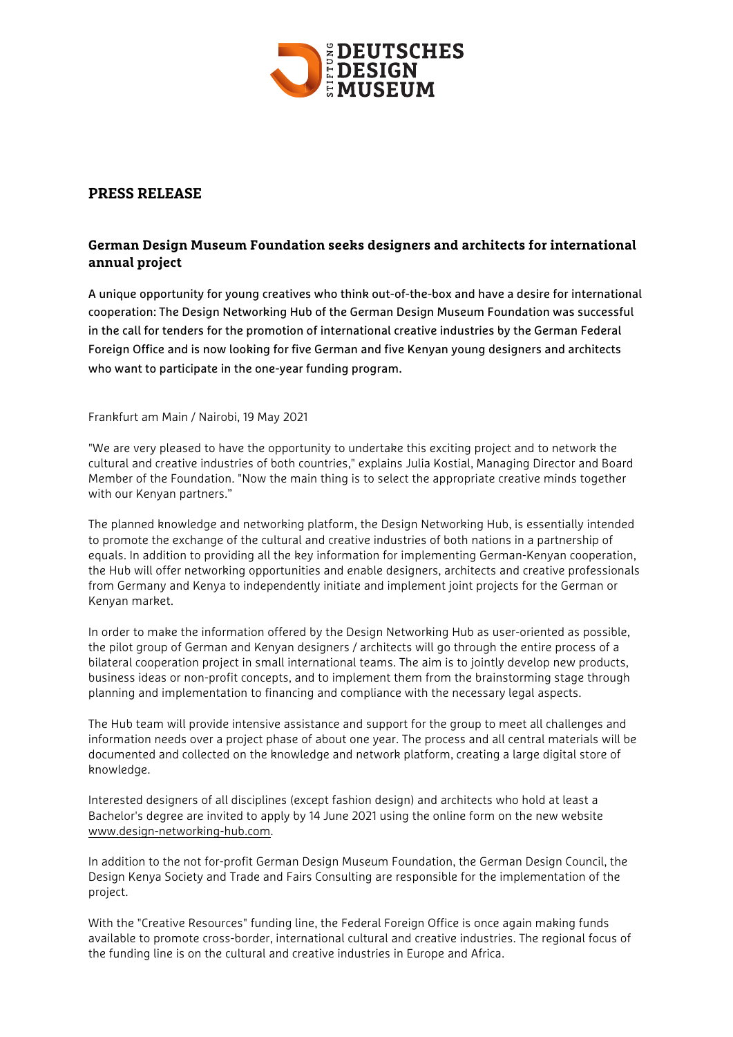# PRESS RELEASE

## German Design Museum Foundation seeks designers and architects for international annual project

A unique opportunity for young creatives who think out-of-the-box and have a desire for international cooperation: The Design Networking Hub of the German Design Museum Foundation was successful in the call for tenders for the promotion of international creative industries by the German Federal Foreign Office and is now looking for five German and five Kenyan young designers and architects who want to participate in the one-year funding program.

Frankfurt am Main / Nairobi, 19 May 2021

"We are very pleased to have the opportunity to undertake this exciting project and to network the cultural and creative industries of both countries," explains Julia Kostial, Managing Director and Board Member of the Foundation. "Now the main thing is to select the appropriate creative minds together with our Kenyan partners."

The planned knowledge and networking platform, the Design Networking Hub, is essentially intended to promote the exchange of the cultural and creative industries of both nations in a partnership of equals. In addition to providing all the key information for implementing German-Kenyan cooperation, the Hub will offer networking opportunities and enable designers, architects and creative professionals from Germany and Kenya to independently initiate and implement joint projects for the German or Kenyan market.

In order to make the information offered by the Design Networking Hub as user-oriented as possible, the pilot group of German and Kenyan designers / architects will go through the entire process of a bilateral cooperation project in small international teams. The aim is to jointly develop new products, business ideas or non-profit concepts, and to implement them from the brainstorming stage through planning and implementation to financing and compliance with the necessary legal aspects.

The Hub team will provide intensive assistance and support for the group to meet all challenges and information needs over a project phase of about one year. The process and all central materials will be documented and collected on the knowledge and network platform, creating a large digital store of knowledge.

Interested designers of all disciplines (except fashion design) and architects who hold at least a Bachelor's degree are invited to apply by 14 June 2021 using the online form on the new website www.design-networking-hub.com.

In addition to the not for-profit German Design Museum Foundation, the German Design Council, the Design Kenya Society and Trade and Fairs Consulting are responsible for the implementation of the project.

With the "Creative Resources" funding line, the Federal Foreign Office is once again making funds available to promote cross-border, international cultural and creative industries. The regional focus of the funding line is on the cultural and creative industries in Europe and Africa.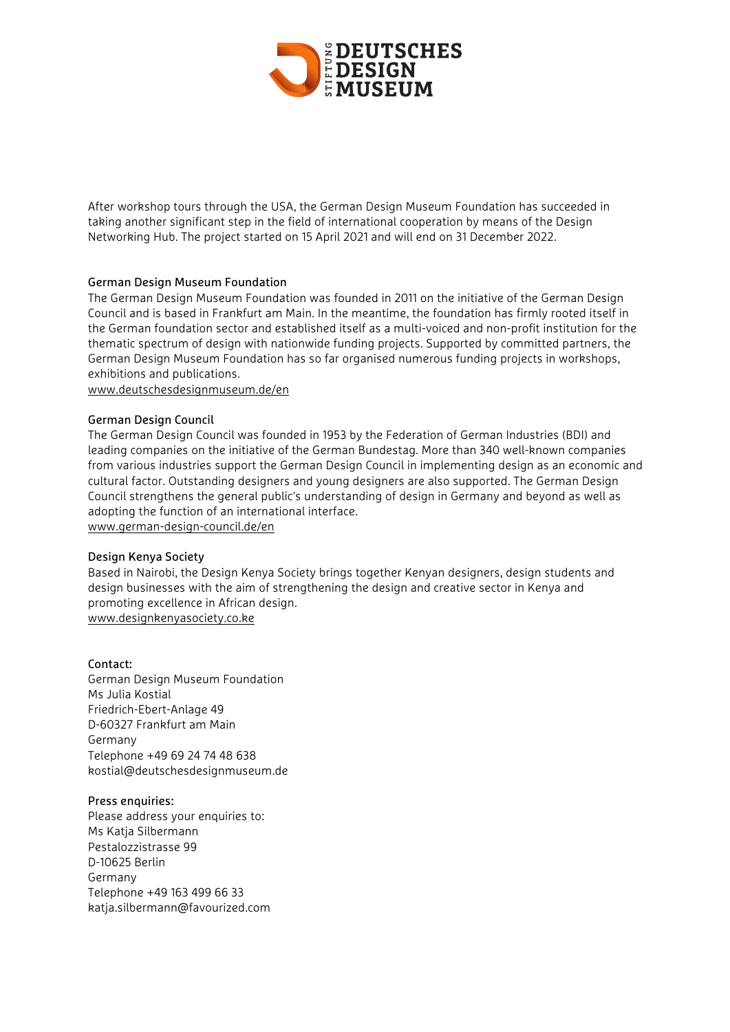After workshop tours through the USA, the German Design Museum Foundation has succeeded in taking another significant step in the field of international cooperation by means of the Design Networking Hub. The project started on 15 April 2021 and will end on 31 December 2022.

### German Design Museum Foundation

The German Design Museum Foundation was founded in 2011 on the initiative of the German Design Council and is based in Frankfurt am Main. In the meantime, the foundation has firmly rooted itself in the German foundation sector and established itself as a multi-voiced and non-profit institution for the thematic spectrum of design with nationwide funding projects. Supported by committed partners, the German Design Museum Foundation has so far organised numerous funding projects in workshops, exhibitions and publications.
www.deutschesdesignmuseum.de/en

### German Design Council

The German Design Council was founded in 1953 by the Federation of German Industries (BDI) and leading companies on the initiative of the German Bundestag. More than 340 well-known companies from various industries support the German Design Council in implementing design as an economic and cultural factor. Outstanding designers and young designers are also supported. The German Design Council strengthens the general public's understanding of design in Germany and beyond as well as adopting the function of an international interface.
www.german-design-council.de/en

### Design Kenya Society

Based in Nairobi, the Design Kenya Society brings together Kenyan designers, design students and design businesses with the aim of strengthening the design and creative sector in Kenya and promoting excellence in African design.
www.designkenyasociety.co.ke

**Contact:**
German Design Museum Foundation
Ms Julia Kostial
Friedrich-Ebert-Anlage 49
D-60327 Frankfurt am Main
Germany
Telephone +49 69 24 74 48 638
kostial@deutschesdesignmuseum.de

**Press enquiries:**
Please address your enquiries to:
Ms Katja Silbermann
Pestalozzistrasse 99
D-10625 Berlin
Germany
Telephone +49 163 499 66 33
katja.silbermann@favourized.com